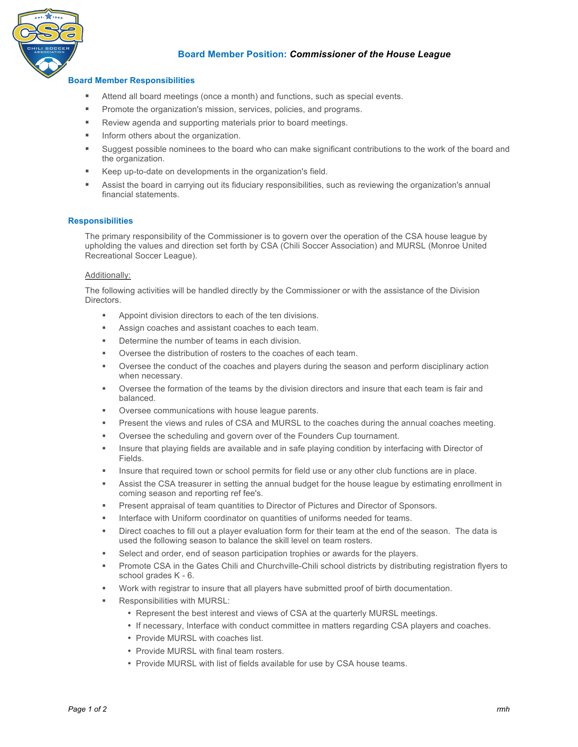## **Board Member Position:** ***Commissioner of the House League***

### Board Member Responsibilities

- Attend all board meetings (once a month) and functions, such as special events.
- Promote the organization's mission, services, policies, and programs.
- Review agenda and supporting materials prior to board meetings.
- Inform others about the organization.
- Suggest possible nominees to the board who can make significant contributions to the work of the board and the organization.
- Keep up-to-date on developments in the organization's field.
- Assist the board in carrying out its fiduciary responsibilities, such as reviewing the organization's annual financial statements.

### Responsibilities

The primary responsibility of the Commissioner is to govern over the operation of the CSA house league by upholding the values and direction set forth by CSA (Chili Soccer Association) and MURSL (Monroe United Recreational Soccer League).

<u>Additionally:</u>

The following activities will be handled directly by the Commissioner or with the assistance of the Division Directors.

- Appoint division directors to each of the ten divisions.
- Assign coaches and assistant coaches to each team.
- Determine the number of teams in each division.
- Oversee the distribution of rosters to the coaches of each team.
- Oversee the conduct of the coaches and players during the season and perform disciplinary action when necessary.
- Oversee the formation of the teams by the division directors and insure that each team is fair and balanced.
- Oversee communications with house league parents.
- Present the views and rules of CSA and MURSL to the coaches during the annual coaches meeting.
- Oversee the scheduling and govern over of the Founders Cup tournament.
- Insure that playing fields are available and in safe playing condition by interfacing with Director of Fields.
- Insure that required town or school permits for field use or any other club functions are in place.
- Assist the CSA treasurer in setting the annual budget for the house league by estimating enrollment in coming season and reporting ref fee's.
- Present appraisal of team quantities to Director of Pictures and Director of Sponsors.
- Interface with Uniform coordinator on quantities of uniforms needed for teams.
- Direct coaches to fill out a player evaluation form for their team at the end of the season. The data is used the following season to balance the skill level on team rosters.
- Select and order, end of season participation trophies or awards for the players.
- Promote CSA in the Gates Chili and Churchville-Chili school districts by distributing registration flyers to school grades K - 6.
- Work with registrar to insure that all players have submitted proof of birth documentation.
- Responsibilities with MURSL:
  - Represent the best interest and views of CSA at the quarterly MURSL meetings.
  - If necessary, Interface with conduct committee in matters regarding CSA players and coaches.
  - Provide MURSL with coaches list.
  - Provide MURSL with final team rosters.
  - Provide MURSL with list of fields available for use by CSA house teams.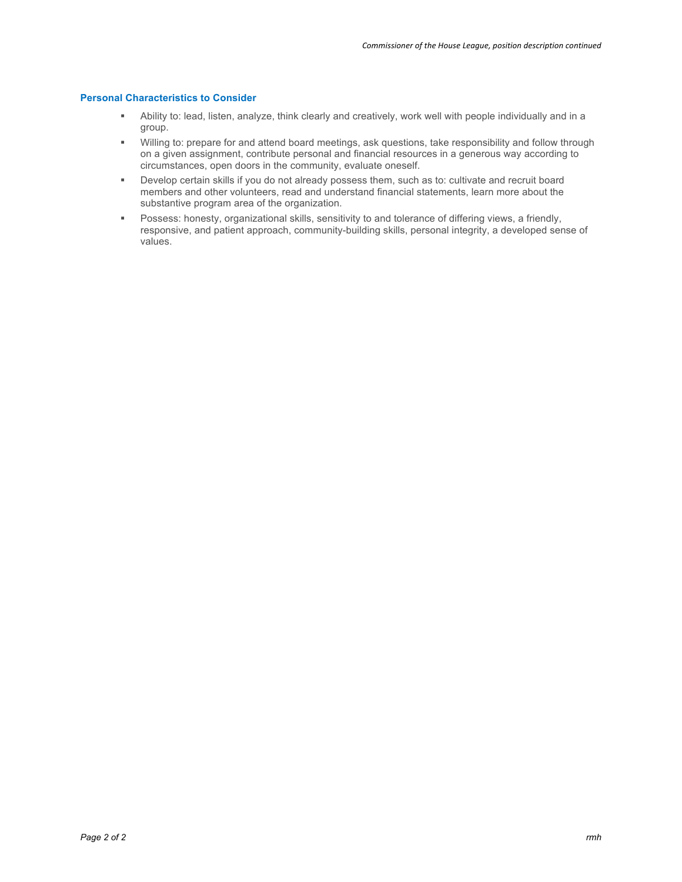### Personal Characteristics to Consider

- Ability to: lead, listen, analyze, think clearly and creatively, work well with people individually and in a group.
- Willing to: prepare for and attend board meetings, ask questions, take responsibility and follow through on a given assignment, contribute personal and financial resources in a generous way according to circumstances, open doors in the community, evaluate oneself.
- Develop certain skills if you do not already possess them, such as to: cultivate and recruit board members and other volunteers, read and understand financial statements, learn more about the substantive program area of the organization.
- Possess: honesty, organizational skills, sensitivity to and tolerance of differing views, a friendly, responsive, and patient approach, community-building skills, personal integrity, a developed sense of values.